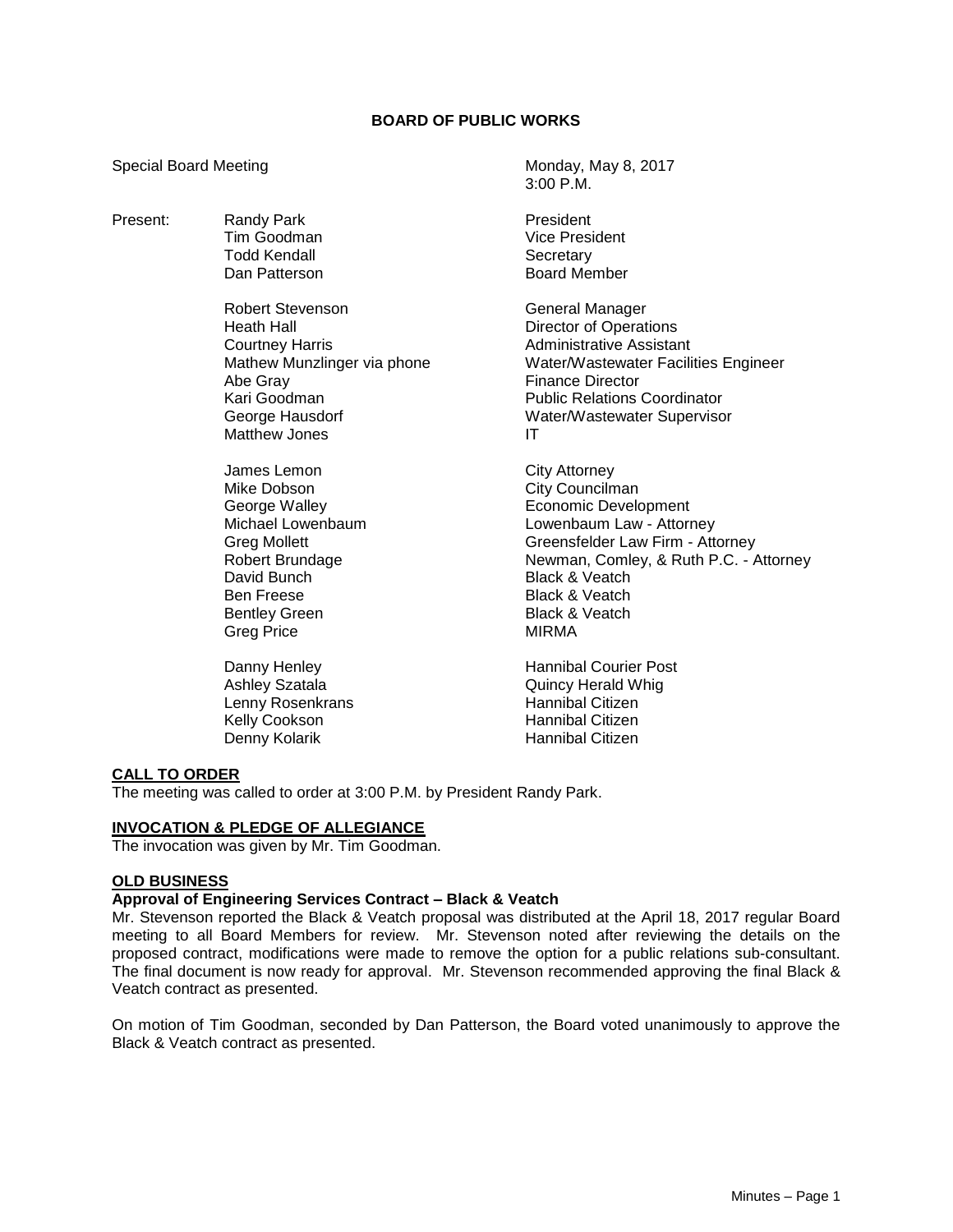# BOARD OF PUBLIC WORKS

Special Board Meeting — Monday, May 8, 2017, 3:00 P.M.

| Present: | | |
|---|---|---|
| | Randy Park | President |
| | Tim Goodman | Vice President |
| | Todd Kendall | Secretary |
| | Dan Patterson | Board Member |
| | | |
| | Robert Stevenson | General Manager |
| | Heath Hall | Director of Operations |
| | Courtney Harris | Administrative Assistant |
| | Mathew Munzlinger via phone | Water/Wastewater Facilities Engineer |
| | Abe Gray | Finance Director |
| | Kari Goodman | Public Relations Coordinator |
| | George Hausdorf | Water/Wastewater Supervisor |
| | Matthew Jones | IT |
| | | |
| | James Lemon | City Attorney |
| | Mike Dobson | City Councilman |
| | George Walley | Economic Development |
| | Michael Lowenbaum | Lowenbaum Law - Attorney |
| | Greg Mollett | Greensfelder Law Firm - Attorney |
| | Robert Brundage | Newman, Comley, & Ruth P.C. - Attorney |
| | David Bunch | Black & Veatch |
| | Ben Freese | Black & Veatch |
| | Bentley Green | Black & Veatch |
| | Greg Price | MIRMA |
| | | |
| | Danny Henley | Hannibal Courier Post |
| | Ashley Szatala | Quincy Herald Whig |
| | Lenny Rosenkrans | Hannibal Citizen |
| | Kelly Cookson | Hannibal Citizen |
| | Denny Kolarik | Hannibal Citizen |

## CALL TO ORDER

The meeting was called to order at 3:00 P.M. by President Randy Park.

## INVOCATION & PLEDGE OF ALLEGIANCE

The invocation was given by Mr. Tim Goodman.

## OLD BUSINESS

### Approval of Engineering Services Contract – Black & Veatch

Mr. Stevenson reported the Black & Veatch proposal was distributed at the April 18, 2017 regular Board meeting to all Board Members for review. Mr. Stevenson noted after reviewing the details on the proposed contract, modifications were made to remove the option for a public relations sub-consultant. The final document is now ready for approval. Mr. Stevenson recommended approving the final Black & Veatch contract as presented.

On motion of Tim Goodman, seconded by Dan Patterson, the Board voted unanimously to approve the Black & Veatch contract as presented.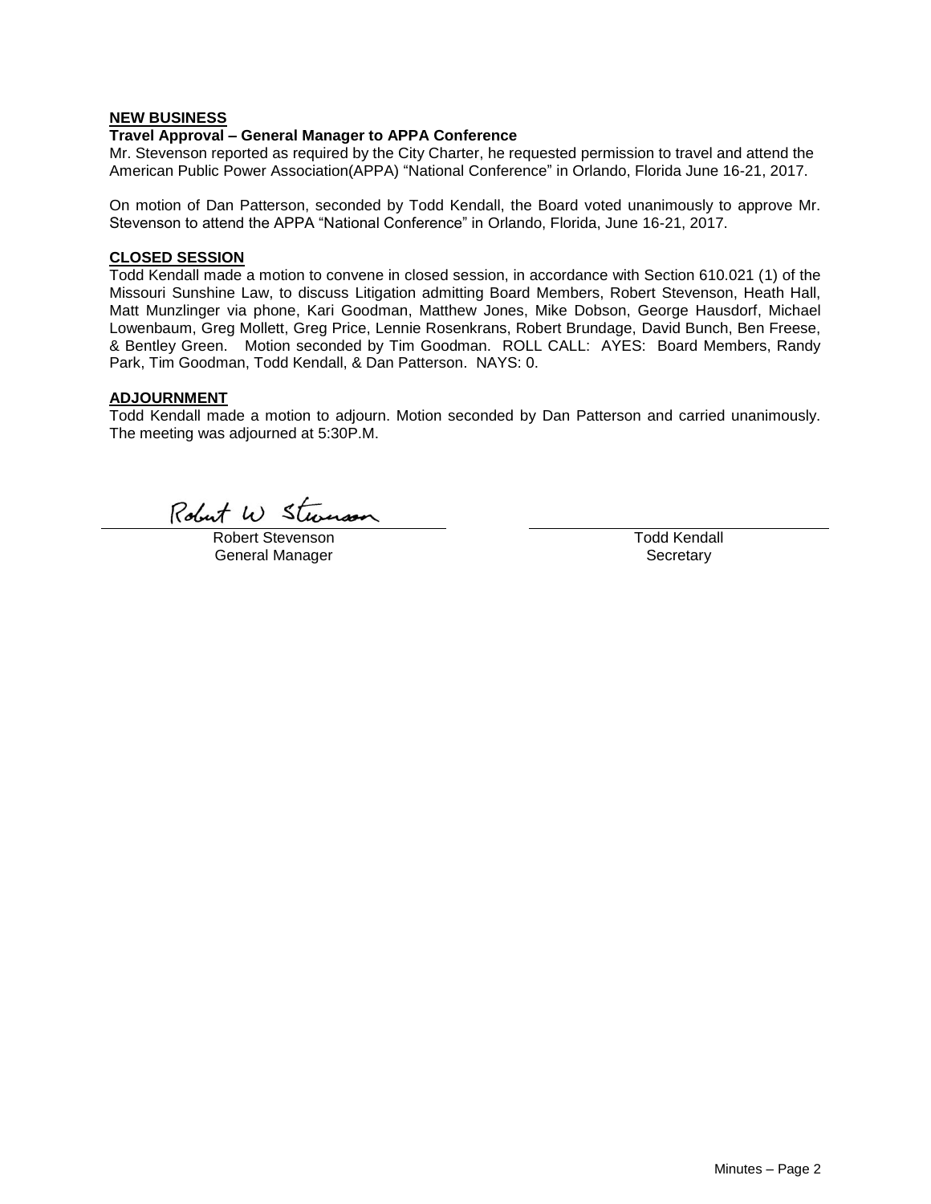**NEW BUSINESS**

**Travel Approval – General Manager to APPA Conference**

Mr. Stevenson reported as required by the City Charter, he requested permission to travel and attend the American Public Power Association(APPA) "National Conference" in Orlando, Florida June 16-21, 2017.

On motion of Dan Patterson, seconded by Todd Kendall, the Board voted unanimously to approve Mr. Stevenson to attend the APPA "National Conference" in Orlando, Florida, June 16-21, 2017.

**CLOSED SESSION**

Todd Kendall made a motion to convene in closed session, in accordance with Section 610.021 (1) of the Missouri Sunshine Law, to discuss Litigation admitting Board Members, Robert Stevenson, Heath Hall, Matt Munzlinger via phone, Kari Goodman, Matthew Jones, Mike Dobson, George Hausdorf, Michael Lowenbaum, Greg Mollett, Greg Price, Lennie Rosenkrans, Robert Brundage, David Bunch, Ben Freese, & Bentley Green. Motion seconded by Tim Goodman. ROLL CALL: AYES: Board Members, Randy Park, Tim Goodman, Todd Kendall, & Dan Patterson. NAYS: 0.

**ADJOURNMENT**

Todd Kendall made a motion to adjourn. Motion seconded by Dan Patterson and carried unanimously. The meeting was adjourned at 5:30P.M.

Robert Stevenson
General Manager

Todd Kendall
Secretary